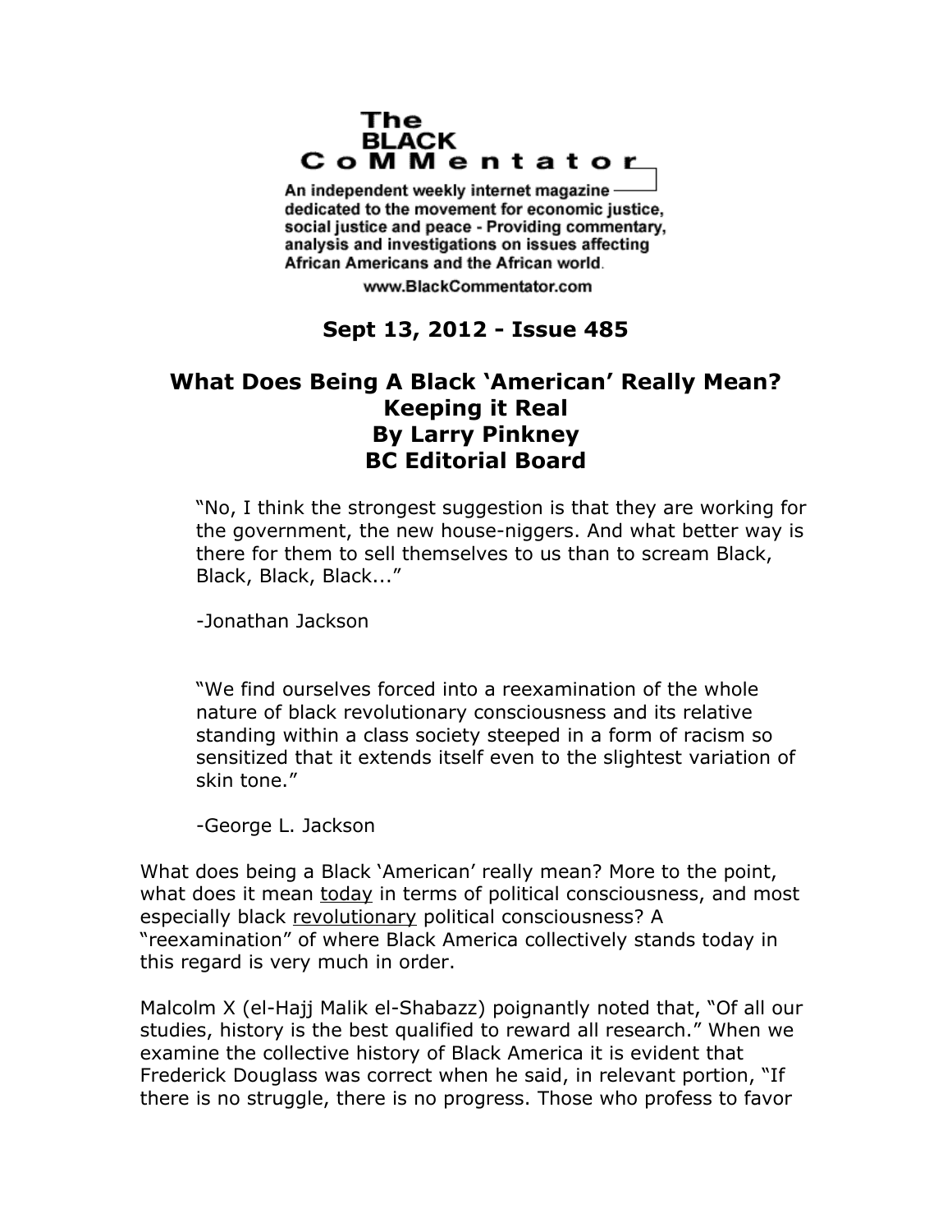# The BLACK CoMMentator

An independent weekly internet magazine dedicated to the movement for economic justice, social justice and peace - Providing commentary, analysis and investigations on issues affecting African Americans and the African world.

www.BlackCommentator.com

**Sept 13, 2012 - Issue 485**

## What Does Being A Black 'American' Really Mean? Keeping it Real By Larry Pinkney BC Editorial Board

> "No, I think the strongest suggestion is that they are working for the government, the new house-niggers. And what better way is there for them to sell themselves to us than to scream Black, Black, Black, Black..."
>
> -Jonathan Jackson

> "We find ourselves forced into a reexamination of the whole nature of black revolutionary consciousness and its relative standing within a class society steeped in a form of racism so sensitized that it extends itself even to the slightest variation of skin tone."
>
> -George L. Jackson

What does being a Black 'American' really mean? More to the point, what does it mean today in terms of political consciousness, and most especially black revolutionary political consciousness? A "reexamination" of where Black America collectively stands today in this regard is very much in order.

Malcolm X (el-Hajj Malik el-Shabazz) poignantly noted that, "Of all our studies, history is the best qualified to reward all research." When we examine the collective history of Black America it is evident that Frederick Douglass was correct when he said, in relevant portion, "If there is no struggle, there is no progress. Those who profess to favor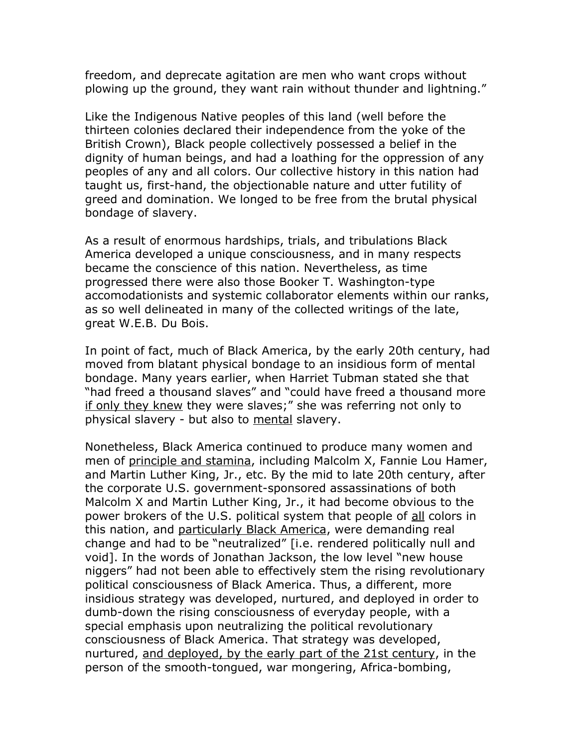freedom, and deprecate agitation are men who want crops without plowing up the ground, they want rain without thunder and lightning."

Like the Indigenous Native peoples of this land (well before the thirteen colonies declared their independence from the yoke of the British Crown), Black people collectively possessed a belief in the dignity of human beings, and had a loathing for the oppression of any peoples of any and all colors. Our collective history in this nation had taught us, first-hand, the objectionable nature and utter futility of greed and domination. We longed to be free from the brutal physical bondage of slavery.

As a result of enormous hardships, trials, and tribulations Black America developed a unique consciousness, and in many respects became the conscience of this nation. Nevertheless, as time progressed there were also those Booker T. Washington-type accomodationists and systemic collaborator elements within our ranks, as so well delineated in many of the collected writings of the late, great W.E.B. Du Bois.

In point of fact, much of Black America, by the early 20th century, had moved from blatant physical bondage to an insidious form of mental bondage. Many years earlier, when Harriet Tubman stated she that "had freed a thousand slaves" and "could have freed a thousand more <u>if only they knew</u> they were slaves;" she was referring not only to physical slavery - but also to <u>mental</u> slavery.

Nonetheless, Black America continued to produce many women and men of <u>principle and stamina</u>, including Malcolm X, Fannie Lou Hamer, and Martin Luther King, Jr., etc. By the mid to late 20th century, after the corporate U.S. government-sponsored assassinations of both Malcolm X and Martin Luther King, Jr., it had become obvious to the power brokers of the U.S. political system that people of <u>all</u> colors in this nation, and <u>particularly Black America</u>, were demanding real change and had to be "neutralized" [i.e. rendered politically null and void]. In the words of Jonathan Jackson, the low level "new house niggers" had not been able to effectively stem the rising revolutionary political consciousness of Black America. Thus, a different, more insidious strategy was developed, nurtured, and deployed in order to dumb-down the rising consciousness of everyday people, with a special emphasis upon neutralizing the political revolutionary consciousness of Black America. That strategy was developed, nurtured, <u>and deployed, by the early part of the 21st century</u>, in the person of the smooth-tongued, war mongering, Africa-bombing,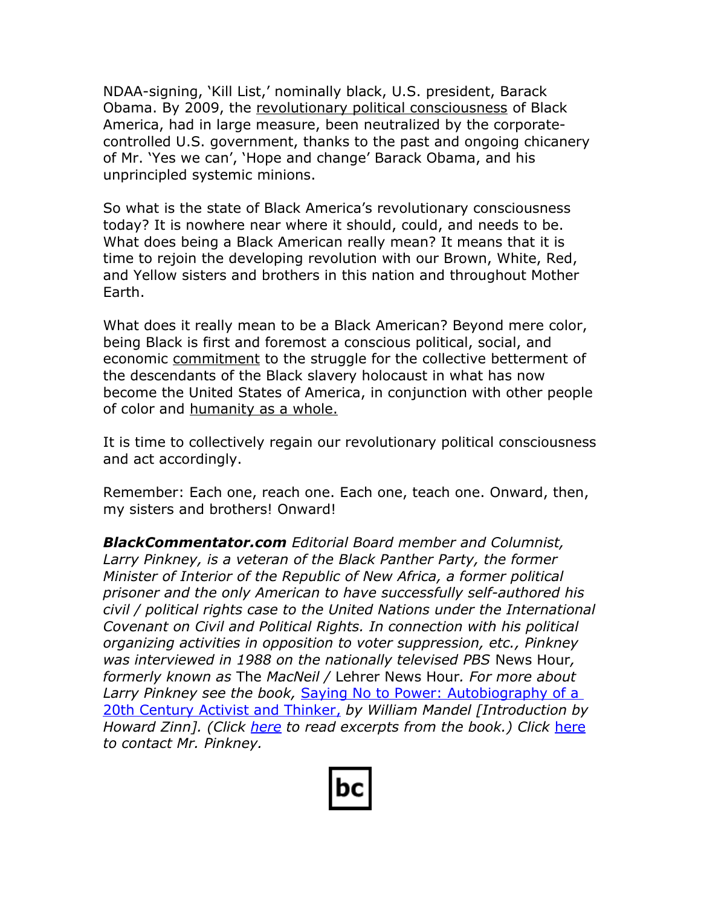NDAA-signing, 'Kill List,' nominally black, U.S. president, Barack Obama. By 2009, the revolutionary political consciousness of Black America, had in large measure, been neutralized by the corporate-controlled U.S. government, thanks to the past and ongoing chicanery of Mr. 'Yes we can', 'Hope and change' Barack Obama, and his unprincipled systemic minions.

So what is the state of Black America's revolutionary consciousness today? It is nowhere near where it should, could, and needs to be. What does being a Black American really mean? It means that it is time to rejoin the developing revolution with our Brown, White, Red, and Yellow sisters and brothers in this nation and throughout Mother Earth.

What does it really mean to be a Black American? Beyond mere color, being Black is first and foremost a conscious political, social, and economic commitment to the struggle for the collective betterment of the descendants of the Black slavery holocaust in what has now become the United States of America, in conjunction with other people of color and humanity as a whole.

It is time to collectively regain our revolutionary political consciousness and act accordingly.

Remember: Each one, reach one. Each one, teach one. Onward, then, my sisters and brothers! Onward!

***BlackCommentator.com*** *Editorial Board member and Columnist, Larry Pinkney, is a veteran of the Black Panther Party, the former Minister of Interior of the Republic of New Africa, a former political prisoner and the only American to have successfully self-authored his civil / political rights case to the United Nations under the International Covenant on Civil and Political Rights. In connection with his political organizing activities in opposition to voter suppression, etc., Pinkney was interviewed in 1988 on the nationally televised PBS* News Hour*, formerly known as* The *MacNeil /* Lehrer News Hour*. For more about Larry Pinkney see the book,* Saying No to Power: Autobiography of a 20th Century Activist and Thinker, *by William Mandel [Introduction by Howard Zinn]. (Click here to read excerpts from the book.) Click here to contact Mr. Pinkney.*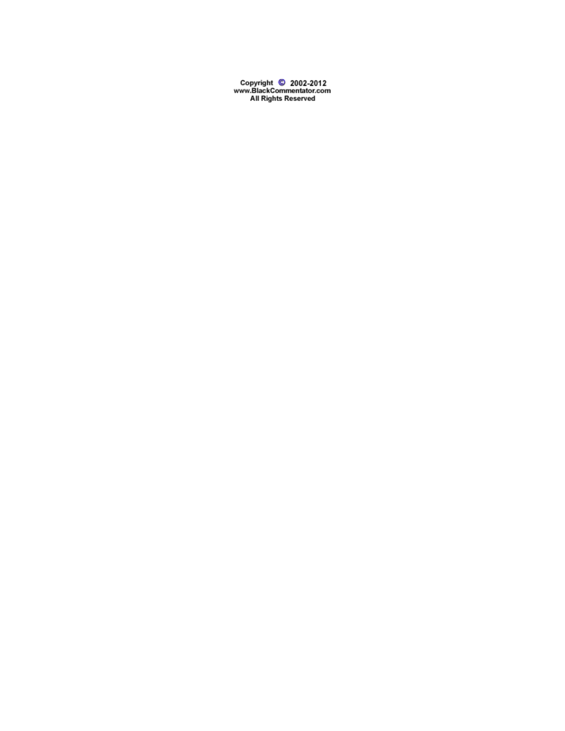Copyright © 2002-2012
www.BlackCommentator.com
All Rights Reserved